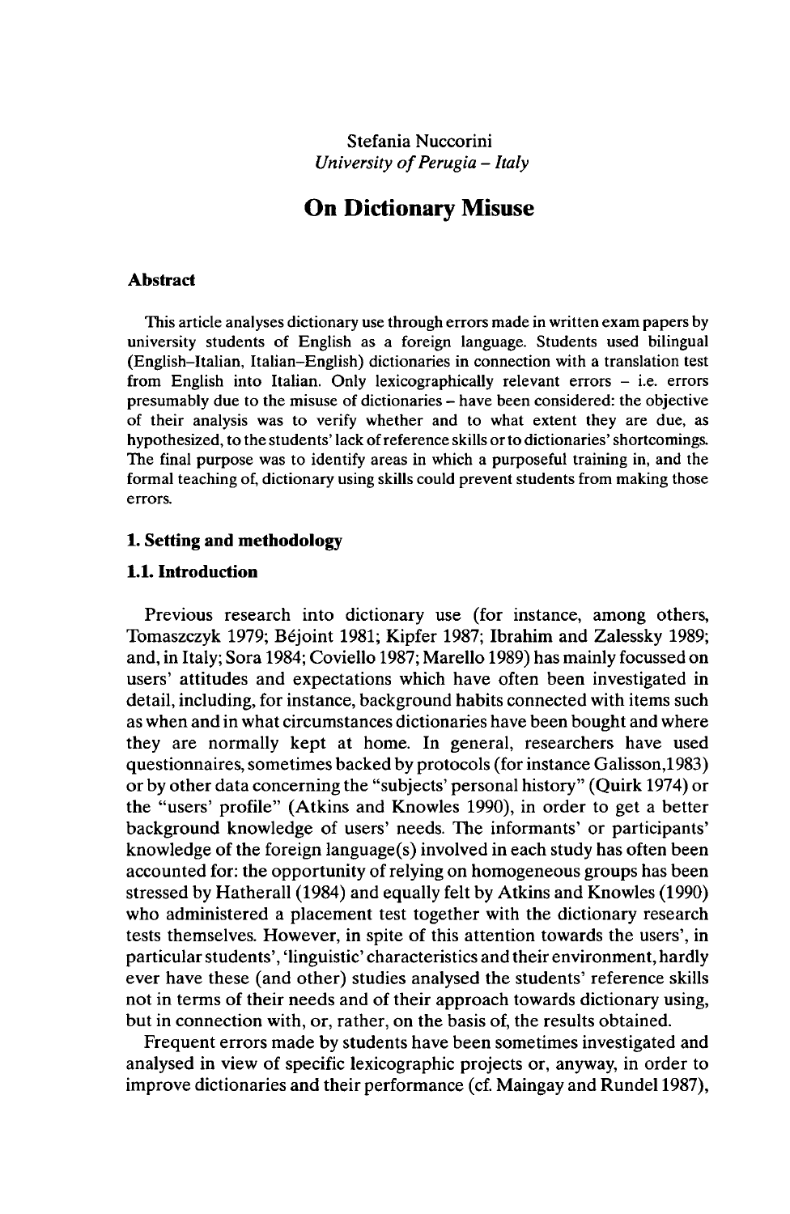Stefania Nuccorini
*University of Perugia – Italy*

# On Dictionary Misuse

### Abstract

This article analyses dictionary use through errors made in written exam papers by university students of English as a foreign language. Students used bilingual (English–Italian, Italian–English) dictionaries in connection with a translation test from English into Italian. Only lexicographically relevant errors – i.e. errors presumably due to the misuse of dictionaries – have been considered: the objective of their analysis was to verify whether and to what extent they are due, as hypothesized, to the students' lack of reference skills or to dictionaries' shortcomings. The final purpose was to identify areas in which a purposeful training in, and the formal teaching of, dictionary using skills could prevent students from making those errors.

## 1. Setting and methodology

### 1.1. Introduction

Previous research into dictionary use (for instance, among others, Tomaszczyk 1979; Béjoint 1981; Kipfer 1987; Ibrahim and Zalessky 1989; and, in Italy; Sora 1984; Coviello 1987; Marello 1989) has mainly focussed on users' attitudes and expectations which have often been investigated in detail, including, for instance, background habits connected with items such as when and in what circumstances dictionaries have been bought and where they are normally kept at home. In general, researchers have used questionnaires, sometimes backed by protocols (for instance Galisson,1983) or by other data concerning the "subjects' personal history" (Quirk 1974) or the "users' profile" (Atkins and Knowles 1990), in order to get a better background knowledge of users' needs. The informants' or participants' knowledge of the foreign language(s) involved in each study has often been accounted for: the opportunity of relying on homogeneous groups has been stressed by Hatherall (1984) and equally felt by Atkins and Knowles (1990) who administered a placement test together with the dictionary research tests themselves. However, in spite of this attention towards the users', in particular students', 'linguistic' characteristics and their environment, hardly ever have these (and other) studies analysed the students' reference skills not in terms of their needs and of their approach towards dictionary using, but in connection with, or, rather, on the basis of, the results obtained.

Frequent errors made by students have been sometimes investigated and analysed in view of specific lexicographic projects or, anyway, in order to improve dictionaries and their performance (cf. Maingay and Rundel 1987),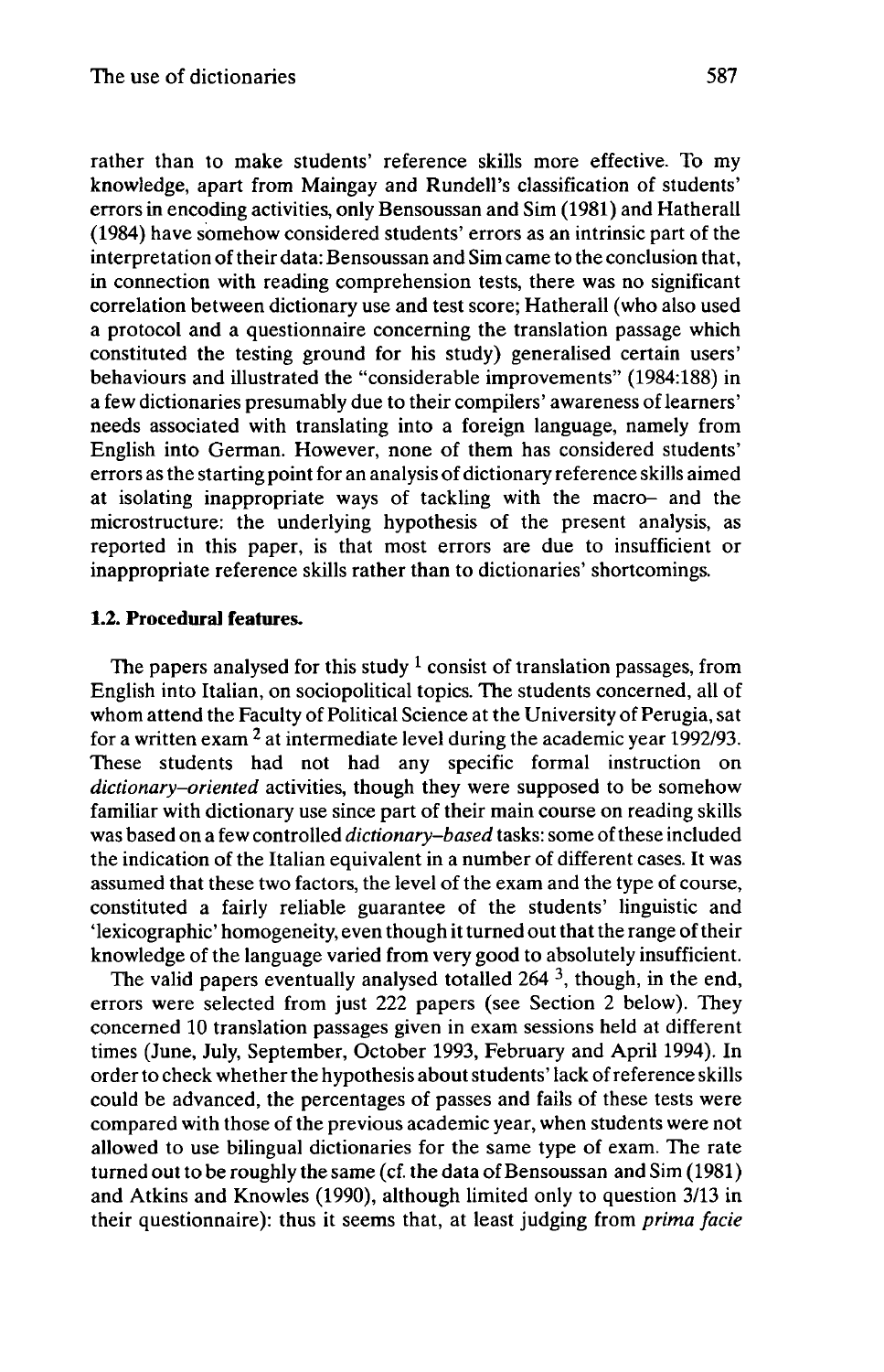rather than to make students' reference skills more effective. To my knowledge, apart from Maingay and Rundell's classification of students' errors in encoding activities, only Bensoussan and Sim (1981) and Hatherall (1984) have somehow considered students' errors as an intrinsic part of the interpretation of their data: Bensoussan and Sim came to the conclusion that, in connection with reading comprehension tests, there was no significant correlation between dictionary use and test score; Hatherall (who also used a protocol and a questionnaire concerning the translation passage which constituted the testing ground for his study) generalised certain users' behaviours and illustrated the "considerable improvements" (1984:188) in a few dictionaries presumably due to their compilers' awareness of learners' needs associated with translating into a foreign language, namely from English into German. However, none of them has considered students' errors as the starting point for an analysis of dictionary reference skills aimed at isolating inappropriate ways of tackling with the macro– and the microstructure: the underlying hypothesis of the present analysis, as reported in this paper, is that most errors are due to insufficient or inappropriate reference skills rather than to dictionaries' shortcomings.

### 1.2. Procedural features.

The papers analysed for this study [1] consist of translation passages, from English into Italian, on sociopolitical topics. The students concerned, all of whom attend the Faculty of Political Science at the University of Perugia, sat for a written exam [2] at intermediate level during the academic year 1992/93. These students had not had any specific formal instruction on *dictionary–oriented* activities, though they were supposed to be somehow familiar with dictionary use since part of their main course on reading skills was based on a few controlled *dictionary–based* tasks: some of these included the indication of the Italian equivalent in a number of different cases. It was assumed that these two factors, the level of the exam and the type of course, constituted a fairly reliable guarantee of the students' linguistic and 'lexicographic' homogeneity, even though it turned out that the range of their knowledge of the language varied from very good to absolutely insufficient.

The valid papers eventually analysed totalled 264 [3], though, in the end, errors were selected from just 222 papers (see Section 2 below). They concerned 10 translation passages given in exam sessions held at different times (June, July, September, October 1993, February and April 1994). In order to check whether the hypothesis about students' lack of reference skills could be advanced, the percentages of passes and fails of these tests were compared with those of the previous academic year, when students were not allowed to use bilingual dictionaries for the same type of exam. The rate turned out to be roughly the same (cf. the data of Bensoussan and Sim (1981) and Atkins and Knowles (1990), although limited only to question 3/13 in their questionnaire): thus it seems that, at least judging from *prima facie*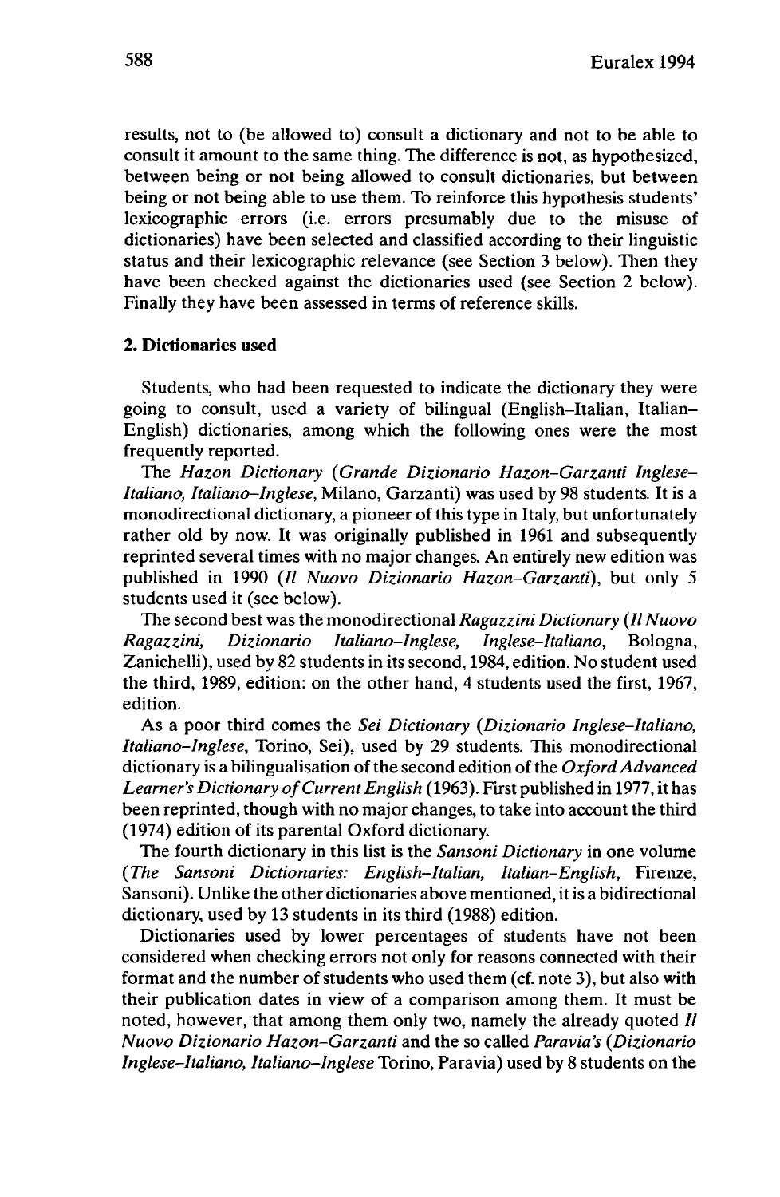results, not to (be allowed to) consult a dictionary and not to be able to consult it amount to the same thing. The difference is not, as hypothesized, between being or not being allowed to consult dictionaries, but between being or not being able to use them. To reinforce this hypothesis students' lexicographic errors (i.e. errors presumably due to the misuse of dictionaries) have been selected and classified according to their linguistic status and their lexicographic relevance (see Section 3 below). Then they have been checked against the dictionaries used (see Section 2 below). Finally they have been assessed in terms of reference skills.

## 2. Dictionaries used

Students, who had been requested to indicate the dictionary they were going to consult, used a variety of bilingual (English–Italian, Italian–English) dictionaries, among which the following ones were the most frequently reported.

The *Hazon Dictionary* (*Grande Dizionario Hazon-Garzanti Inglese–Italiano, Italiano–Inglese*, Milano, Garzanti) was used by 98 students. It is a monodirectional dictionary, a pioneer of this type in Italy, but unfortunately rather old by now. It was originally published in 1961 and subsequently reprinted several times with no major changes. An entirely new edition was published in 1990 (*Il Nuovo Dizionario Hazon-Garzanti*), but only 5 students used it (see below).

The second best was the monodirectional *Ragazzini Dictionary* (*Il Nuovo Ragazzini, Dizionario Italiano–Inglese, Inglese–Italiano*, Bologna, Zanichelli), used by 82 students in its second, 1984, edition. No student used the third, 1989, edition: on the other hand, 4 students used the first, 1967, edition.

As a poor third comes the *Sei Dictionary* (*Dizionario Inglese–Italiano, Italiano–Inglese*, Torino, Sei), used by 29 students. This monodirectional dictionary is a bilingualisation of the second edition of the *Oxford Advanced Learner's Dictionary of Current English* (1963). First published in 1977, it has been reprinted, though with no major changes, to take into account the third (1974) edition of its parental Oxford dictionary.

The fourth dictionary in this list is the *Sansoni Dictionary* in one volume (*The Sansoni Dictionaries: English–Italian, Italian–English*, Firenze, Sansoni). Unlike the other dictionaries above mentioned, it is a bidirectional dictionary, used by 13 students in its third (1988) edition.

Dictionaries used by lower percentages of students have not been considered when checking errors not only for reasons connected with their format and the number of students who used them (cf. note 3), but also with their publication dates in view of a comparison among them. It must be noted, however, that among them only two, namely the already quoted *Il Nuovo Dizionario Hazon-Garzanti* and the so called *Paravia's* (*Dizionario Inglese–Italiano, Italiano–Inglese* Torino, Paravia) used by 8 students on the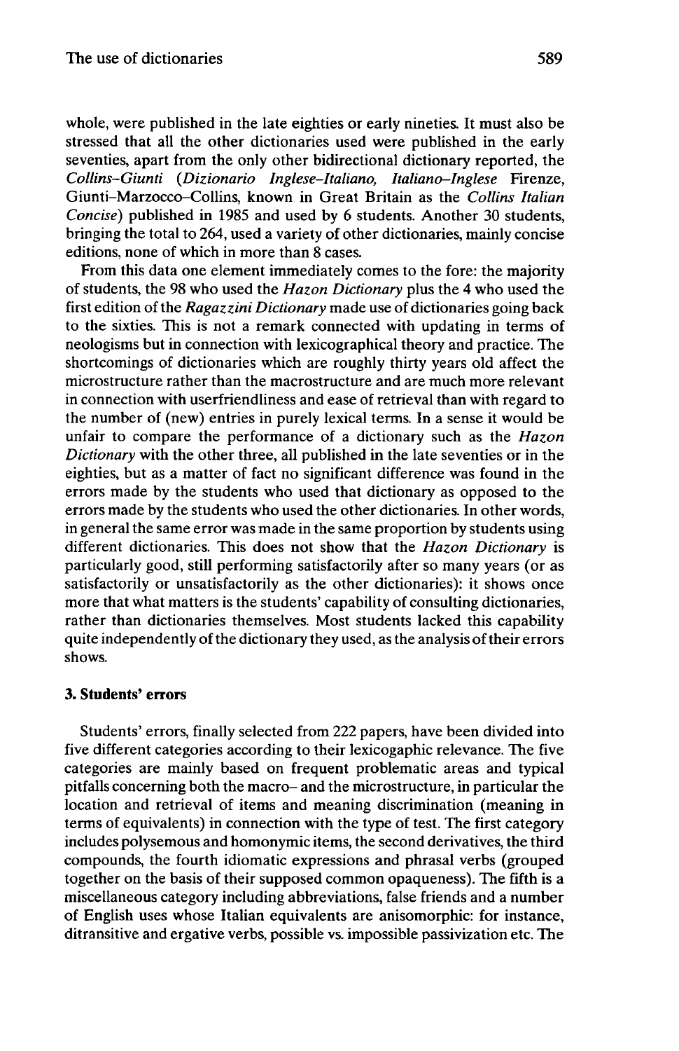whole, were published in the late eighties or early nineties. It must also be stressed that all the other dictionaries used were published in the early seventies, apart from the only other bidirectional dictionary reported, the *Collins–Giunti* (*Dizionario Inglese–Italiano, Italiano–Inglese* Firenze, Giunti–Marzocco–Collins, known in Great Britain as the *Collins Italian Concise*) published in 1985 and used by 6 students. Another 30 students, bringing the total to 264, used a variety of other dictionaries, mainly concise editions, none of which in more than 8 cases.

From this data one element immediately comes to the fore: the majority of students, the 98 who used the *Hazon Dictionary* plus the 4 who used the first edition of the *Ragazzini Dictionary* made use of dictionaries going back to the sixties. This is not a remark connected with updating in terms of neologisms but in connection with lexicographical theory and practice. The shortcomings of dictionaries which are roughly thirty years old affect the microstructure rather than the macrostructure and are much more relevant in connection with userfriendliness and ease of retrieval than with regard to the number of (new) entries in purely lexical terms. In a sense it would be unfair to compare the performance of a dictionary such as the *Hazon Dictionary* with the other three, all published in the late seventies or in the eighties, but as a matter of fact no significant difference was found in the errors made by the students who used that dictionary as opposed to the errors made by the students who used the other dictionaries. In other words, in general the same error was made in the same proportion by students using different dictionaries. This does not show that the *Hazon Dictionary* is particularly good, still performing satisfactorily after so many years (or as satisfactorily or unsatisfactorily as the other dictionaries): it shows once more that what matters is the students' capability of consulting dictionaries, rather than dictionaries themselves. Most students lacked this capability quite independently of the dictionary they used, as the analysis of their errors shows.

## 3. Students' errors

Students' errors, finally selected from 222 papers, have been divided into five different categories according to their lexicogaphic relevance. The five categories are mainly based on frequent problematic areas and typical pitfalls concerning both the macro– and the microstructure, in particular the location and retrieval of items and meaning discrimination (meaning in terms of equivalents) in connection with the type of test. The first category includes polysemous and homonymic items, the second derivatives, the third compounds, the fourth idiomatic expressions and phrasal verbs (grouped together on the basis of their supposed common opaqueness). The fifth is a miscellaneous category including abbreviations, false friends and a number of English uses whose Italian equivalents are anisomorphic: for instance, ditransitive and ergative verbs, possible vs. impossible passivization etc. The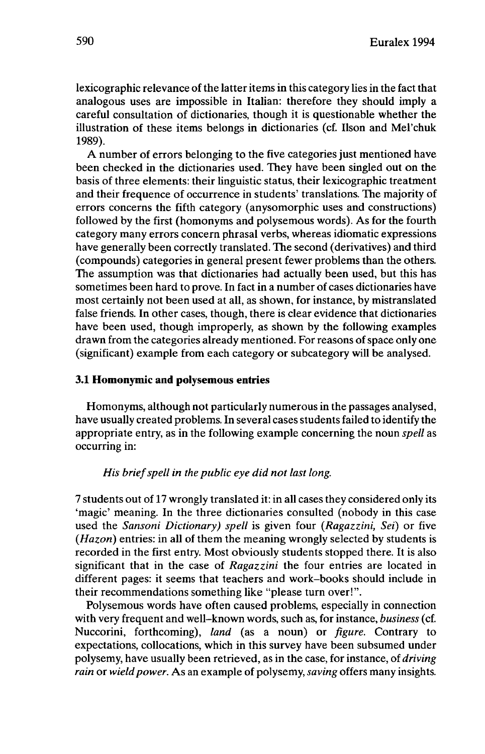lexicographic relevance of the latter items in this category lies in the fact that analogous uses are impossible in Italian: therefore they should imply a careful consultation of dictionaries, though it is questionable whether the illustration of these items belongs in dictionaries (cf. Ilson and Mel'chuk 1989).

A number of errors belonging to the five categories just mentioned have been checked in the dictionaries used. They have been singled out on the basis of three elements: their linguistic status, their lexicographic treatment and their frequence of occurrence in students' translations. The majority of errors concerns the fifth category (anysomorphic uses and constructions) followed by the first (homonyms and polysemous words). As for the fourth category many errors concern phrasal verbs, whereas idiomatic expressions have generally been correctly translated. The second (derivatives) and third (compounds) categories in general present fewer problems than the others. The assumption was that dictionaries had actually been used, but this has sometimes been hard to prove. In fact in a number of cases dictionaries have most certainly not been used at all, as shown, for instance, by mistranslated false friends. In other cases, though, there is clear evidence that dictionaries have been used, though improperly, as shown by the following examples drawn from the categories already mentioned. For reasons of space only one (significant) example from each category or subcategory will be analysed.

### 3.1 Homonymic and polysemous entries

Homonyms, although not particularly numerous in the passages analysed, have usually created problems. In several cases students failed to identify the appropriate entry, as in the following example concerning the noun *spell* as occurring in:

*His brief spell in the public eye did not last long.*

7 students out of 17 wrongly translated it: in all cases they considered only its 'magic' meaning. In the three dictionaries consulted (nobody in this case used the *Sansoni Dictionary) spell* is given four (*Ragazzini, Sei*) or five (*Hazon*) entries: in all of them the meaning wrongly selected by students is recorded in the first entry. Most obviously students stopped there. It is also significant that in the case of *Ragazzini* the four entries are located in different pages: it seems that teachers and work-books should include in their recommendations something like "please turn over!".

Polysemous words have often caused problems, especially in connection with very frequent and well-known words, such as, for instance, *business* (cf. Nuccorini, forthcoming), *land* (as a noun) or *figure*. Contrary to expectations, collocations, which in this survey have been subsumed under polysemy, have usually been retrieved, as in the case, for instance, of *driving rain* or *wield power*. As an example of polysemy, *saving* offers many insights.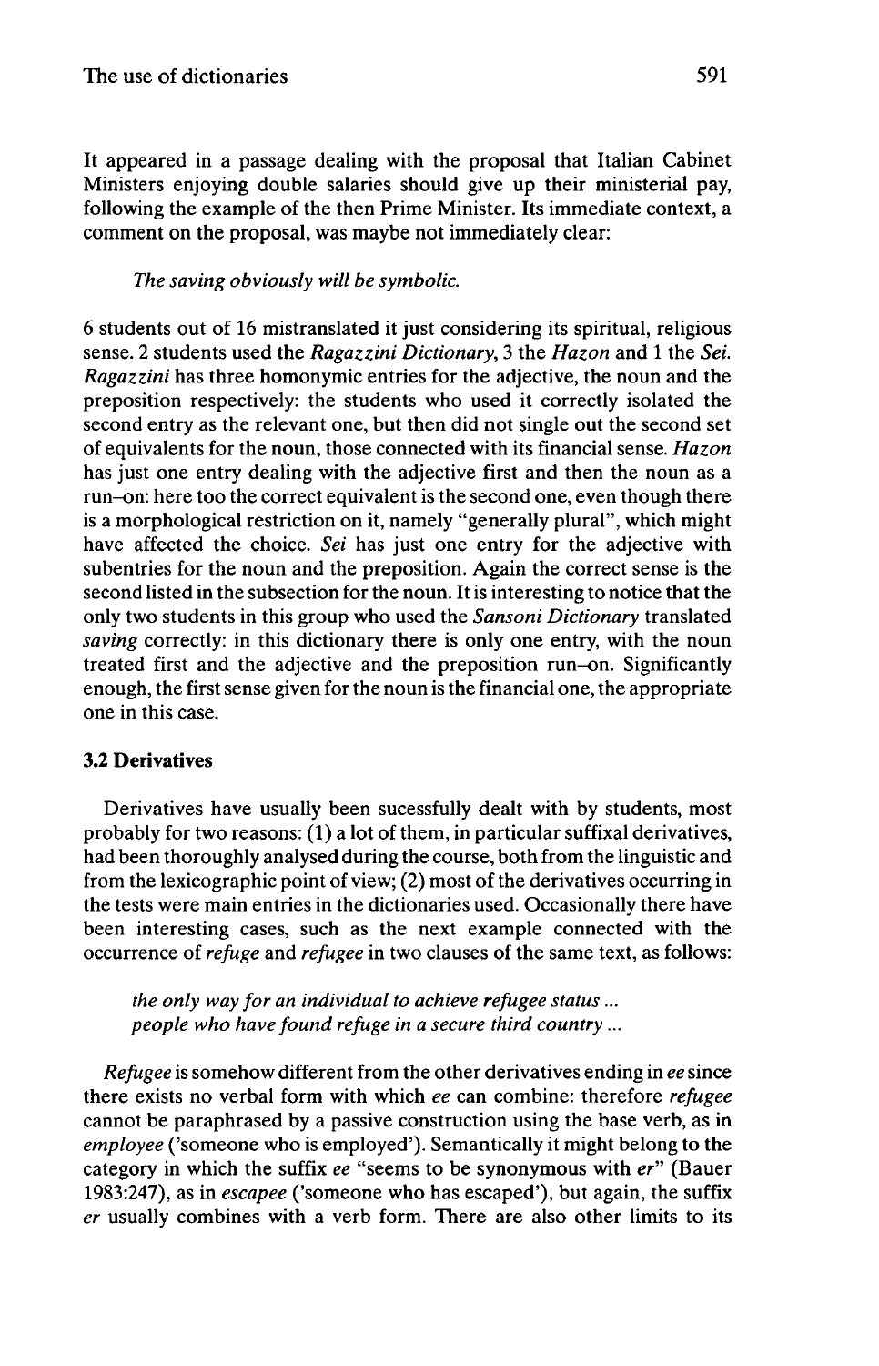It appeared in a passage dealing with the proposal that Italian Cabinet Ministers enjoying double salaries should give up their ministerial pay, following the example of the then Prime Minister. Its immediate context, a comment on the proposal, was maybe not immediately clear:

> *The saving obviously will be symbolic.*

6 students out of 16 mistranslated it just considering its spiritual, religious sense. 2 students used the *Ragazzini Dictionary*, 3 the *Hazon* and 1 the *Sei*. *Ragazzini* has three homonymic entries for the adjective, the noun and the preposition respectively: the students who used it correctly isolated the second entry as the relevant one, but then did not single out the second set of equivalents for the noun, those connected with its financial sense. *Hazon* has just one entry dealing with the adjective first and then the noun as a run–on: here too the correct equivalent is the second one, even though there is a morphological restriction on it, namely "generally plural", which might have affected the choice. *Sei* has just one entry for the adjective with subentries for the noun and the preposition. Again the correct sense is the second listed in the subsection for the noun. It is interesting to notice that the only two students in this group who used the *Sansoni Dictionary* translated *saving* correctly: in this dictionary there is only one entry, with the noun treated first and the adjective and the preposition run–on. Significantly enough, the first sense given for the noun is the financial one, the appropriate one in this case.

### 3.2 Derivatives

Derivatives have usually been sucessfully dealt with by students, most probably for two reasons: (1) a lot of them, in particular suffixal derivatives, had been thoroughly analysed during the course, both from the linguistic and from the lexicographic point of view; (2) most of the derivatives occurring in the tests were main entries in the dictionaries used. Occasionally there have been interesting cases, such as the next example connected with the occurrence of *refuge* and *refugee* in two clauses of the same text, as follows:

> *the only way for an individual to achieve refugee status ...*
> *people who have found refuge in a secure third country ...*

*Refugee* is somehow different from the other derivatives ending in *ee* since there exists no verbal form with which *ee* can combine: therefore *refugee* cannot be paraphrased by a passive construction using the base verb, as in *employee* ('someone who is employed'). Semantically it might belong to the category in which the suffix *ee* "seems to be synonymous with *er*" (Bauer 1983:247), as in *escapee* ('someone who has escaped'), but again, the suffix *er* usually combines with a verb form. There are also other limits to its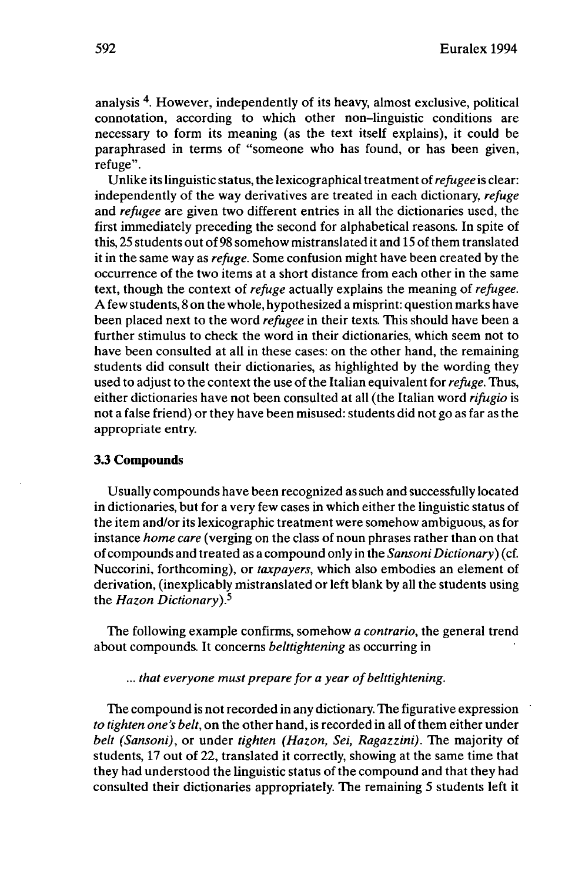analysis [4]. However, independently of its heavy, almost exclusive, political connotation, according to which other non-linguistic conditions are necessary to form its meaning (as the text itself explains), it could be paraphrased in terms of "someone who has found, or has been given, refuge".

Unlike its linguistic status, the lexicographical treatment of *refugee* is clear: independently of the way derivatives are treated in each dictionary, *refuge* and *refugee* are given two different entries in all the dictionaries used, the first immediately preceding the second for alphabetical reasons. In spite of this, 25 students out of 98 somehow mistranslated it and 15 of them translated it in the same way as *refuge*. Some confusion might have been created by the occurrence of the two items at a short distance from each other in the same text, though the context of *refuge* actually explains the meaning of *refugee*. A few students, 8 on the whole, hypothesized a misprint: question marks have been placed next to the word *refugee* in their texts. This should have been a further stimulus to check the word in their dictionaries, which seem not to have been consulted at all in these cases: on the other hand, the remaining students did consult their dictionaries, as highlighted by the wording they used to adjust to the context the use of the Italian equivalent for *refuge*. Thus, either dictionaries have not been consulted at all (the Italian word *rifugio* is not a false friend) or they have been misused: students did not go as far as the appropriate entry.

### 3.3 Compounds

Usually compounds have been recognized as such and successfully located in dictionaries, but for a very few cases in which either the linguistic status of the item and/or its lexicographic treatment were somehow ambiguous, as for instance *home care* (verging on the class of noun phrases rather than on that of compounds and treated as a compound only in the *Sansoni Dictionary*) (cf. Nuccorini, forthcoming), or *taxpayers*, which also embodies an element of derivation, (inexplicably mistranslated or left blank by all the students using the *Hazon Dictionary*).[5]

The following example confirms, somehow *a contrario*, the general trend about compounds. It concerns *belttightening* as occurring in

> *... that everyone must prepare for a year of belttightening.*

The compound is not recorded in any dictionary. The figurative expression *to tighten one's belt*, on the other hand, is recorded in all of them either under *belt (Sansoni)*, or under *tighten (Hazon, Sei, Ragazzini)*. The majority of students, 17 out of 22, translated it correctly, showing at the same time that they had understood the linguistic status of the compound and that they had consulted their dictionaries appropriately. The remaining 5 students left it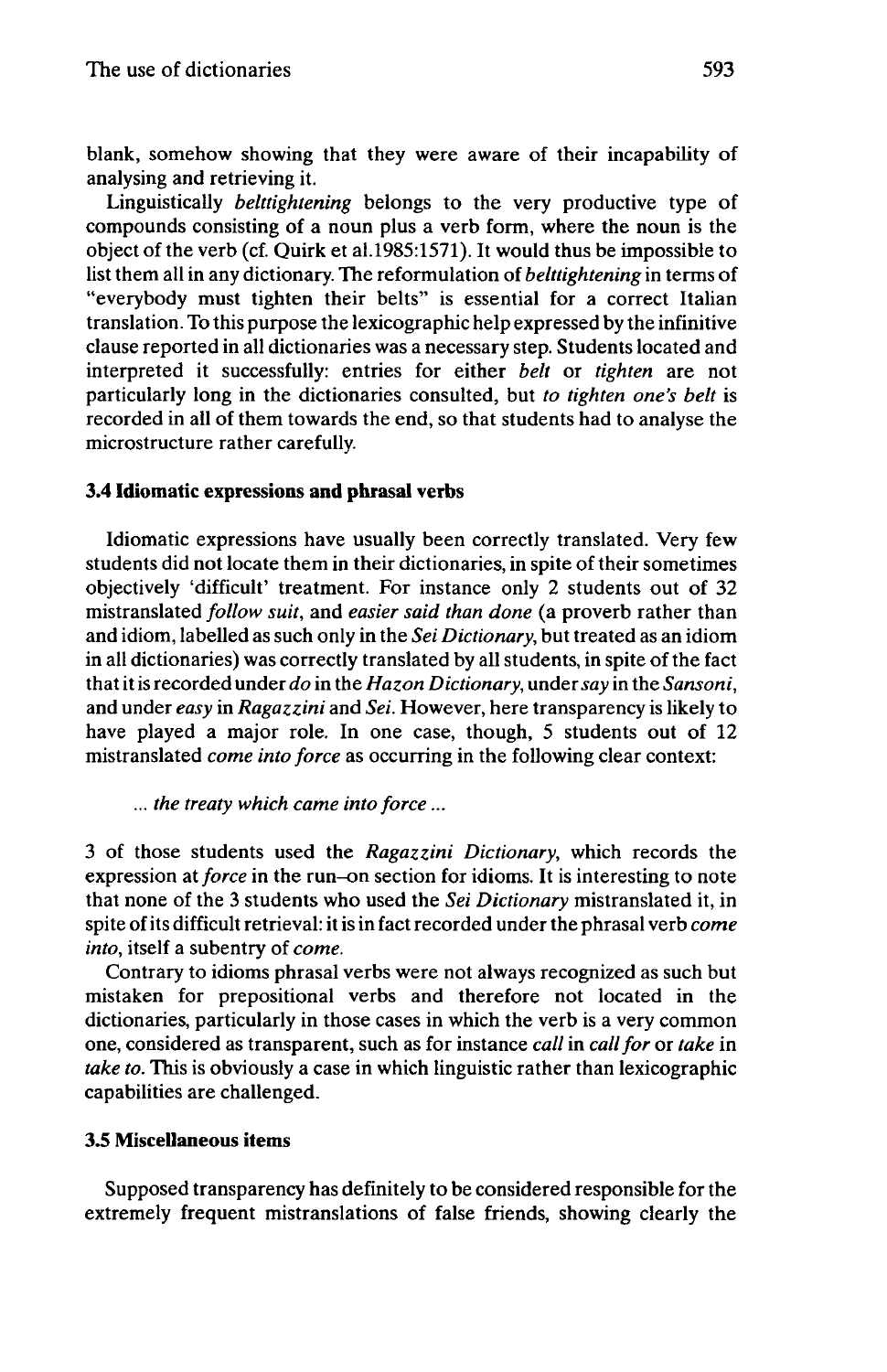blank, somehow showing that they were aware of their incapability of analysing and retrieving it.

Linguistically *belttightening* belongs to the very productive type of compounds consisting of a noun plus a verb form, where the noun is the object of the verb (cf. Quirk et al.1985:1571). It would thus be impossible to list them all in any dictionary. The reformulation of *belttightening* in terms of "everybody must tighten their belts" is essential for a correct Italian translation. To this purpose the lexicographic help expressed by the infinitive clause reported in all dictionaries was a necessary step. Students located and interpreted it successfully: entries for either *belt* or *tighten* are not particularly long in the dictionaries consulted, but *to tighten one's belt* is recorded in all of them towards the end, so that students had to analyse the microstructure rather carefully.

### 3.4 Idiomatic expressions and phrasal verbs

Idiomatic expressions have usually been correctly translated. Very few students did not locate them in their dictionaries, in spite of their sometimes objectively 'difficult' treatment. For instance only 2 students out of 32 mistranslated *follow suit*, and *easier said than done* (a proverb rather than and idiom, labelled as such only in the *Sei Dictionary*, but treated as an idiom in all dictionaries) was correctly translated by all students, in spite of the fact that it is recorded under *do* in the *Hazon Dictionary*, under *say* in the *Sansoni*, and under *easy* in *Ragazzini* and *Sei*. However, here transparency is likely to have played a major role. In one case, though, 5 students out of 12 mistranslated *come into force* as occurring in the following clear context:

> ... *the treaty which came into force* ...

3 of those students used the *Ragazzini Dictionary*, which records the expression at *force* in the run–on section for idioms. It is interesting to note that none of the 3 students who used the *Sei Dictionary* mistranslated it, in spite of its difficult retrieval: it is in fact recorded under the phrasal verb *come into*, itself a subentry of *come*.

Contrary to idioms phrasal verbs were not always recognized as such but mistaken for prepositional verbs and therefore not located in the dictionaries, particularly in those cases in which the verb is a very common one, considered as transparent, such as for instance *call* in *call for* or *take* in *take to*. This is obviously a case in which linguistic rather than lexicographic capabilities are challenged.

### 3.5 Miscellaneous items

Supposed transparency has definitely to be considered responsible for the extremely frequent mistranslations of false friends, showing clearly the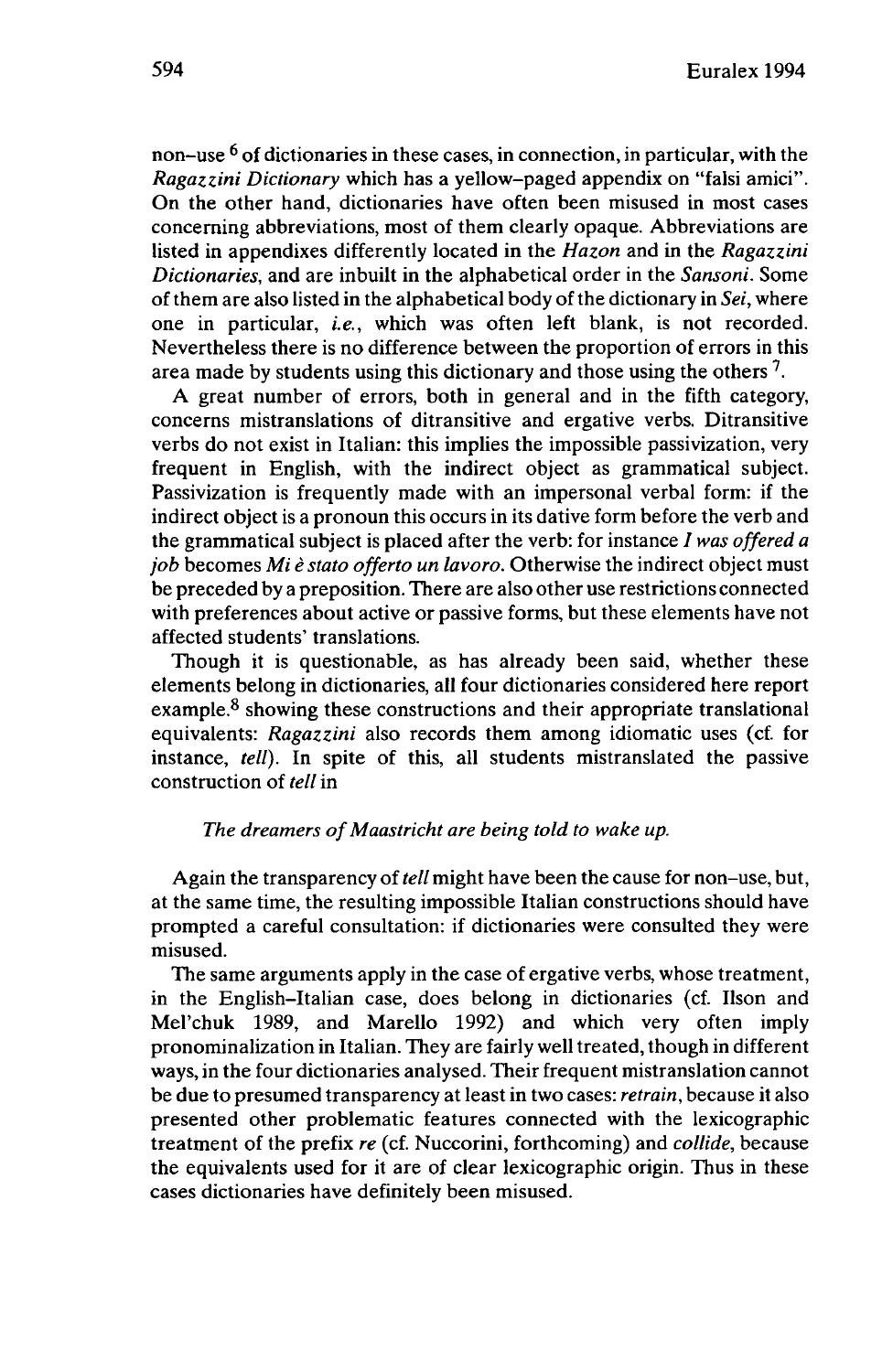non–use [6] of dictionaries in these cases, in connection, in particular, with the *Ragazzini Dictionary* which has a yellow–paged appendix on "falsi amici". On the other hand, dictionaries have often been misused in most cases concerning abbreviations, most of them clearly opaque. Abbreviations are listed in appendixes differently located in the *Hazon* and in the *Ragazzini Dictionaries*, and are inbuilt in the alphabetical order in the *Sansoni*. Some of them are also listed in the alphabetical body of the dictionary in *Sei*, where one in particular, *i.e.*, which was often left blank, is not recorded. Nevertheless there is no difference between the proportion of errors in this area made by students using this dictionary and those using the others [7].

A great number of errors, both in general and in the fifth category, concerns mistranslations of ditransitive and ergative verbs. Ditransitive verbs do not exist in Italian: this implies the impossible passivization, very frequent in English, with the indirect object as grammatical subject. Passivization is frequently made with an impersonal verbal form: if the indirect object is a pronoun this occurs in its dative form before the verb and the grammatical subject is placed after the verb: for instance *I was offered a job* becomes *Mi è stato offerto un lavoro.* Otherwise the indirect object must be preceded by a preposition. There are also other use restrictions connected with preferences about active or passive forms, but these elements have not affected students' translations.

Though it is questionable, as has already been said, whether these elements belong in dictionaries, all four dictionaries considered here report example.[8] showing these constructions and their appropriate translational equivalents: *Ragazzini* also records them among idiomatic uses (cf. for instance, *tell*). In spite of this, all students mistranslated the passive construction of *tell* in

*The dreamers of Maastricht are being told to wake up.*

Again the transparency of *tell* might have been the cause for non–use, but, at the same time, the resulting impossible Italian constructions should have prompted a careful consultation: if dictionaries were consulted they were misused.

The same arguments apply in the case of ergative verbs, whose treatment, in the English–Italian case, does belong in dictionaries (cf. Ilson and Mel'chuk 1989, and Marello 1992) and which very often imply pronominalization in Italian. They are fairly well treated, though in different ways, in the four dictionaries analysed. Their frequent mistranslation cannot be due to presumed transparency at least in two cases: *retrain*, because it also presented other problematic features connected with the lexicographic treatment of the prefix *re* (cf. Nuccorini, forthcoming) and *collide*, because the equivalents used for it are of clear lexicographic origin. Thus in these cases dictionaries have definitely been misused.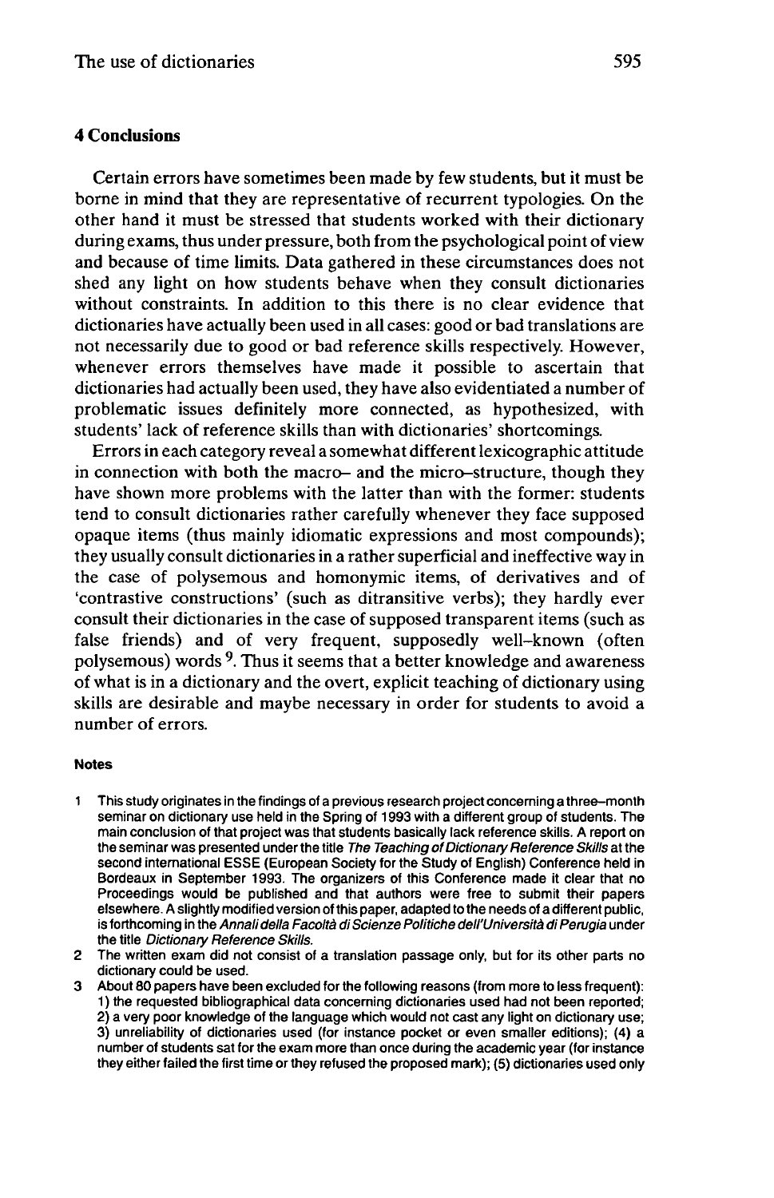## 4 Conclusions

Certain errors have sometimes been made by few students, but it must be borne in mind that they are representative of recurrent typologies. On the other hand it must be stressed that students worked with their dictionary during exams, thus under pressure, both from the psychological point of view and because of time limits. Data gathered in these circumstances does not shed any light on how students behave when they consult dictionaries without constraints. In addition to this there is no clear evidence that dictionaries have actually been used in all cases: good or bad translations are not necessarily due to good or bad reference skills respectively. However, whenever errors themselves have made it possible to ascertain that dictionaries had actually been used, they have also evidentiated a number of problematic issues definitely more connected, as hypothesized, with students' lack of reference skills than with dictionaries' shortcomings.

Errors in each category reveal a somewhat different lexicographic attitude in connection with both the macro– and the micro–structure, though they have shown more problems with the latter than with the former: students tend to consult dictionaries rather carefully whenever they face supposed opaque items (thus mainly idiomatic expressions and most compounds); they usually consult dictionaries in a rather superficial and ineffective way in the case of polysemous and homonymic items, of derivatives and of 'contrastive constructions' (such as ditransitive verbs); they hardly ever consult their dictionaries in the case of supposed transparent items (such as false friends) and of very frequent, supposedly well–known (often polysemous) words [9]. Thus it seems that a better knowledge and awareness of what is in a dictionary and the overt, explicit teaching of dictionary using skills are desirable and maybe necessary in order for students to avoid a number of errors.

#### Notes

1. This study originates in the findings of a previous research project concerning a three–month seminar on dictionary use held in the Spring of 1993 with a different group of students. The main conclusion of that project was that students basically lack reference skills. A report on the seminar was presented under the title *The Teaching of Dictionary Reference Skills* at the second international ESSE (European Society for the Study of English) Conference held in Bordeaux in September 1993. The organizers of this Conference made it clear that no Proceedings would be published and that authors were free to submit their papers elsewhere. A slightly modified version of this paper, adapted to the needs of a different public, is forthcoming in the *Annali della Facoltà di Scienze Politiche dell'Università di Perugia* under the title *Dictionary Reference Skills*.
2. The written exam did not consist of a translation passage only, but for its other parts no dictionary could be used.
3. About 80 papers have been excluded for the following reasons (from more to less frequent): 1) the requested bibliographical data concerning dictionaries used had not been reported; 2) a very poor knowledge of the language which would not cast any light on dictionary use; 3) unreliability of dictionaries used (for instance pocket or even smaller editions); (4) a number of students sat for the exam more than once during the academic year (for instance they either failed the first time or they refused the proposed mark); (5) dictionaries used only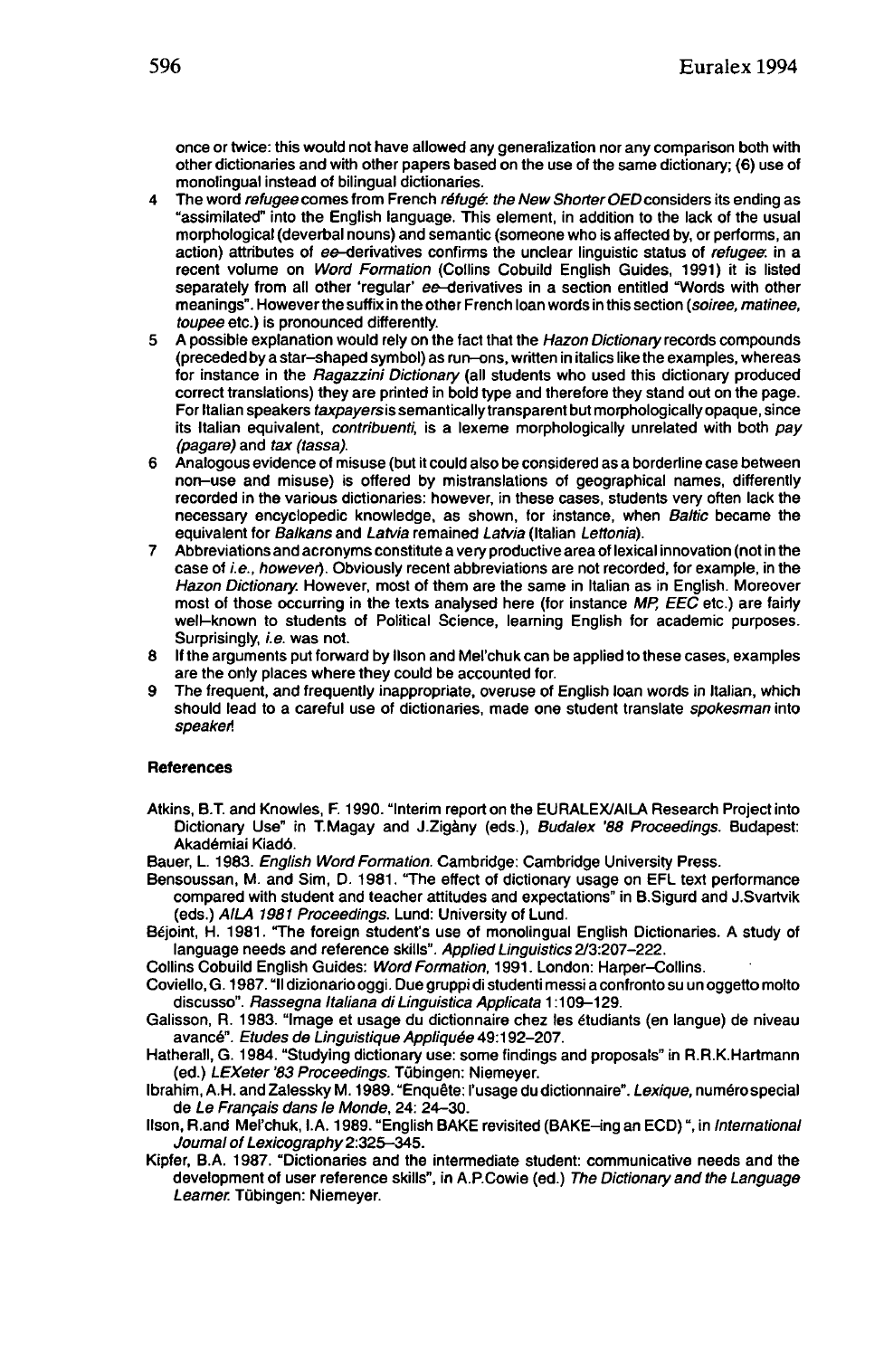once or twice: this would not have allowed any generalization nor any comparison both with other dictionaries and with other papers based on the use of the same dictionary; (6) use of monolingual instead of bilingual dictionaries.

4. The word *refugee* comes from French *réfugé*: the *New Shorter OED* considers its ending as "assimilated" into the English language. This element, in addition to the lack of the usual morphological (deverbal nouns) and semantic (someone who is affected by, or performs, an action) attributes of *ee*-derivatives confirms the unclear linguistic status of *refugee*: in a recent volume on *Word Formation* (Collins Cobuild English Guides, 1991) it is listed separately from all other 'regular' *ee*-derivatives in a section entitled "Words with other meanings". However the suffix in the other French loan words in this section (*soiree, matinee, toupee* etc.) is pronounced differently.
5. A possible explanation would rely on the fact that the *Hazon Dictionary* records compounds (preceded by a star-shaped symbol) as run-ons, written in italics like the examples, whereas for instance in the *Ragazzini Dictionary* (all students who used this dictionary produced correct translations) they are printed in bold type and therefore they stand out on the page. For Italian speakers *taxpayers* is semantically transparent but morphologically opaque, since its Italian equivalent, *contribuenti*, is a lexeme morphologically unrelated with both *pay (pagare)* and *tax (tassa)*.
6. Analogous evidence of misuse (but it could also be considered as a borderline case between non-use and misuse) is offered by mistranslations of geographical names, differently recorded in the various dictionaries: however, in these cases, students very often lack the necessary encyclopedic knowledge, as shown, for instance, when *Baltic* became the equivalent for *Balkans* and *Latvia* remained *Latvia* (Italian *Lettonia*).
7. Abbreviations and acronyms constitute a very productive area of lexical innovation (not in the case of *i.e., however*). Obviously recent abbreviations are not recorded, for example, in the *Hazon Dictionary*. However, most of them are the same in Italian as in English. Moreover most of those occurring in the texts analysed here (for instance *MP, EEC* etc.) are fairly well-known to students of Political Science, learning English for academic purposes. Surprisingly, *i.e.* was not.
8. If the arguments put forward by Ilson and Mel'chuk can be applied to these cases, examples are the only places where they could be accounted for.
9. The frequent, and frequently inappropriate, overuse of English loan words in Italian, which should lead to a careful use of dictionaries, made one student translate *spokesman* into *speaker*!

## References

Atkins, B.T. and Knowles, F. 1990. "Interim report on the EURALEX/AILA Research Project into Dictionary Use" in T.Magay and J.Zigàny (eds.), *Budalex '88 Proceedings*. Budapest: Akadémiai Kiadó.

Bauer, L. 1983. *English Word Formation*. Cambridge: Cambridge University Press.

Bensoussan, M. and Sim, D. 1981. "The effect of dictionary usage on EFL text performance compared with student and teacher attitudes and expectations" in B.Sigurd and J.Svartvik (eds.) *AILA 1981 Proceedings*. Lund: University of Lund.

Béjoint, H. 1981. "The foreign student's use of monolingual English Dictionaries. A study of language needs and reference skills". *Applied Linguistics* 2/3:207–222.

Collins Cobuild English Guides: *Word Formation*, 1991. London: Harper-Collins.

Coviello, G. 1987. "Il dizionario oggi. Due gruppi di studenti messi a confronto su un oggetto molto discusso". *Rassegna Italiana di Linguistica Applicata* 1:109–129.

Galisson, R. 1983. "Image et usage du dictionnaire chez les étudiants (en langue) de niveau avancé". *Etudes de Linguistique Appliquée* 49:192–207.

Hatherall, G. 1984. "Studying dictionary use: some findings and proposals" in R.R.K.Hartmann (ed.) *LEXeter '83 Proceedings*. Tübingen: Niemeyer.

Ibrahim, A.H. and Zalessky M. 1989. "Enquête: l'usage du dictionnaire". *Lexique*, numéro special de *Le Français dans le Monde*, 24: 24–30.

Ilson, R.and Mel'chuk, I.A. 1989. "English BAKE revisited (BAKE-ing an ECD)", in *International Journal of Lexicography* 2:325–345.

Kipfer, B.A. 1987. "Dictionaries and the intermediate student: communicative needs and the development of user reference skills", in A.P.Cowie (ed.) *The Dictionary and the Language Learner*. Tübingen: Niemeyer.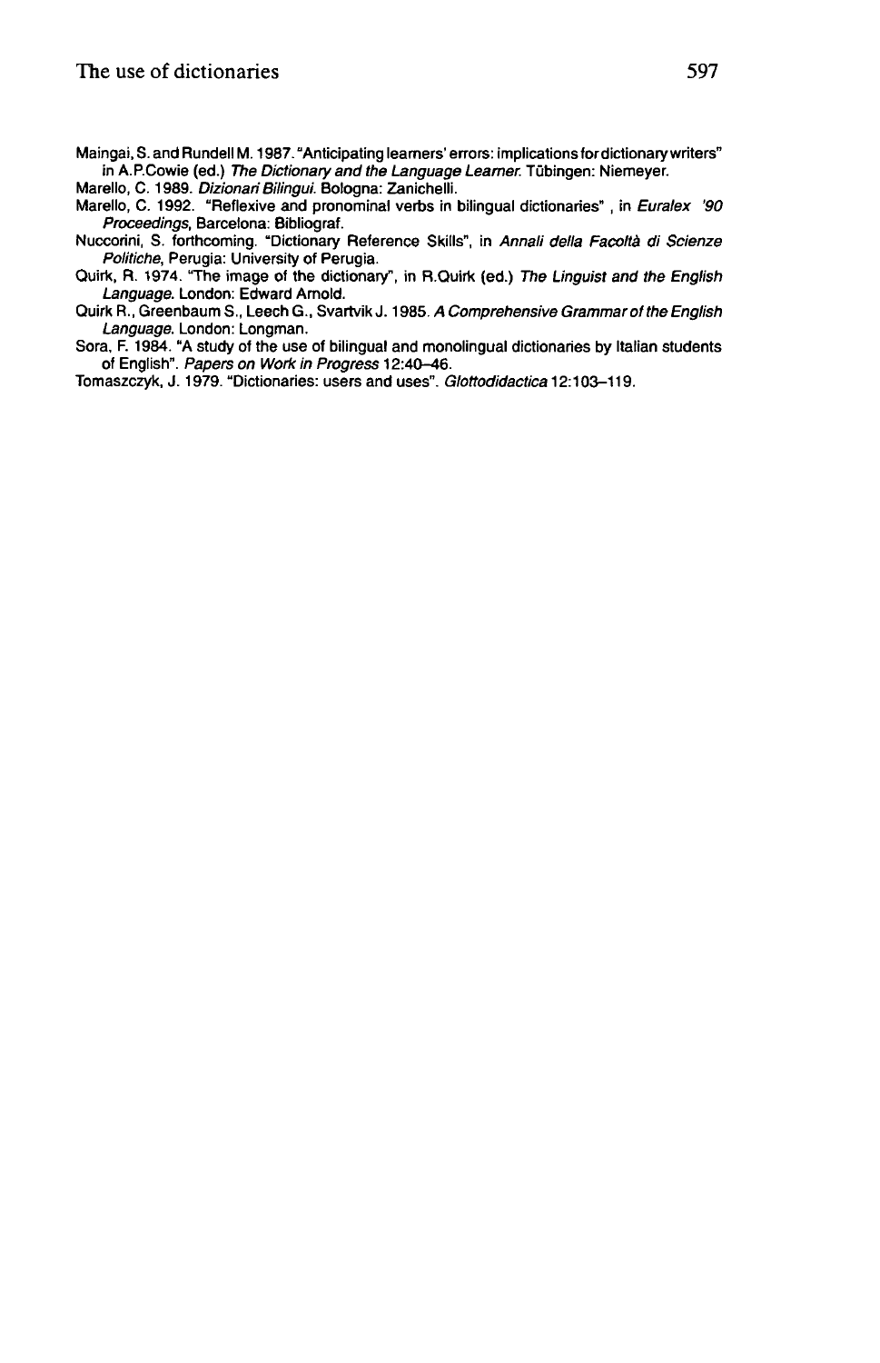Maingai, S. and Rundell M. 1987. "Anticipating learners' errors: implications for dictionary writers" in A.P.Cowie (ed.) *The Dictionary and the Language Learner.* Tübingen: Niemeyer.

Marello, C. 1989. *Dizionari Bilingui.* Bologna: Zanichelli.

Marello, C. 1992. "Reflexive and pronominal verbs in bilingual dictionaries" , in *Euralex '90 Proceedings*, Barcelona: Bibliograf.

Nuccorini, S. forthcoming. "Dictionary Reference Skills", in *Annali della Facoltà di Scienze Politiche*, Perugia: University of Perugia.

Quirk, R. 1974. "The image of the dictionary", in R.Quirk (ed.) *The Linguist and the English Language.* London: Edward Arnold.

Quirk R., Greenbaum S., Leech G., Svartvik J. 1985. *A Comprehensive Grammar of the English Language.* London: Longman.

Sora, F. 1984. "A study of the use of bilingual and monolingual dictionaries by Italian students of English". *Papers on Work in Progress* 12:40–46.

Tomaszczyk, J. 1979. "Dictionaries: users and uses". *Glottodidactica* 12:103–119.